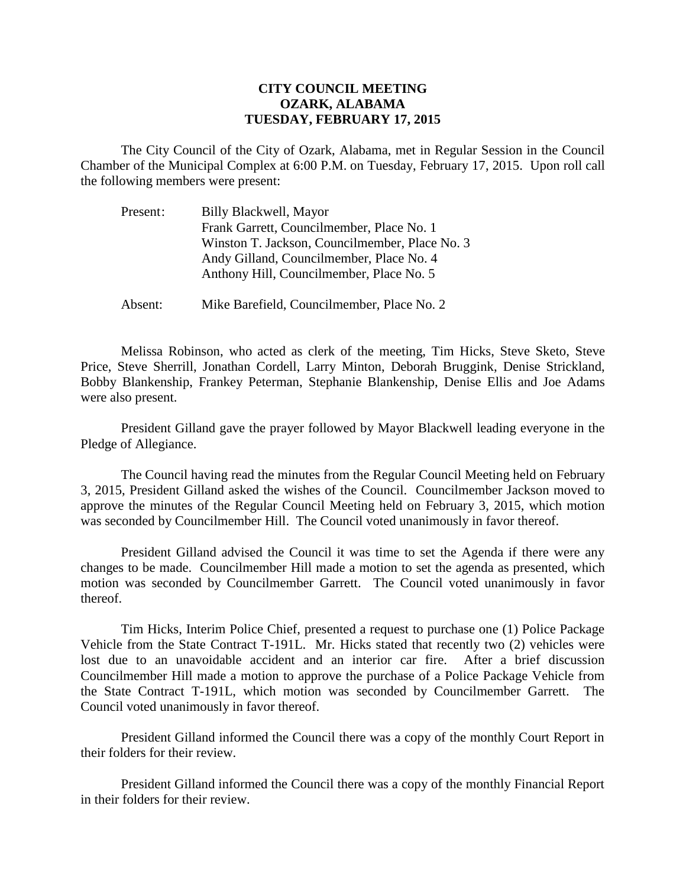# CITY COUNCIL MEETING
# OZARK, ALABAMA
# TUESDAY, FEBRUARY 17, 2015

The City Council of the City of Ozark, Alabama, met in Regular Session in the Council Chamber of the Municipal Complex at 6:00 P.M. on Tuesday, February 17, 2015. Upon roll call the following members were present:

| | |
|---|---|
| Present: | Billy Blackwell, Mayor |
| | Frank Garrett, Councilmember, Place No. 1 |
| | Winston T. Jackson, Councilmember, Place No. 3 |
| | Andy Gilland, Councilmember, Place No. 4 |
| | Anthony Hill, Councilmember, Place No. 5 |
| Absent: | Mike Barefield, Councilmember, Place No. 2 |

Melissa Robinson, who acted as clerk of the meeting, Tim Hicks, Steve Sketo, Steve Price, Steve Sherrill, Jonathan Cordell, Larry Minton, Deborah Bruggink, Denise Strickland, Bobby Blankenship, Frankey Peterman, Stephanie Blankenship, Denise Ellis and Joe Adams were also present.

President Gilland gave the prayer followed by Mayor Blackwell leading everyone in the Pledge of Allegiance.

The Council having read the minutes from the Regular Council Meeting held on February 3, 2015, President Gilland asked the wishes of the Council. Councilmember Jackson moved to approve the minutes of the Regular Council Meeting held on February 3, 2015, which motion was seconded by Councilmember Hill. The Council voted unanimously in favor thereof.

President Gilland advised the Council it was time to set the Agenda if there were any changes to be made. Councilmember Hill made a motion to set the agenda as presented, which motion was seconded by Councilmember Garrett. The Council voted unanimously in favor thereof.

Tim Hicks, Interim Police Chief, presented a request to purchase one (1) Police Package Vehicle from the State Contract T-191L. Mr. Hicks stated that recently two (2) vehicles were lost due to an unavoidable accident and an interior car fire. After a brief discussion Councilmember Hill made a motion to approve the purchase of a Police Package Vehicle from the State Contract T-191L, which motion was seconded by Councilmember Garrett. The Council voted unanimously in favor thereof.

President Gilland informed the Council there was a copy of the monthly Court Report in their folders for their review.

President Gilland informed the Council there was a copy of the monthly Financial Report in their folders for their review.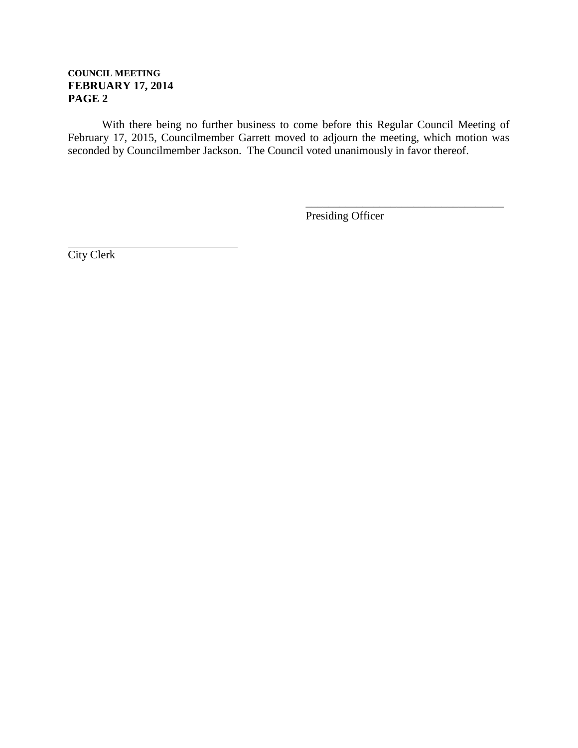**COUNCIL MEETING**
**FEBRUARY 17, 2014**
**PAGE 2**

With there being no further business to come before this Regular Council Meeting of February 17, 2015, Councilmember Garrett moved to adjourn the meeting, which motion was seconded by Councilmember Jackson. The Council voted unanimously in favor thereof.

\_\_\_\_\_\_\_\_\_\_\_\_\_\_\_\_\_\_\_\_\_\_\_\_\_\_\_\_\_\_\_\_\_\_\_\_
Presiding Officer

\_\_\_\_\_\_\_\_\_\_\_\_\_\_\_\_\_\_\_\_\_\_\_\_\_\_\_\_\_\_\_
City Clerk